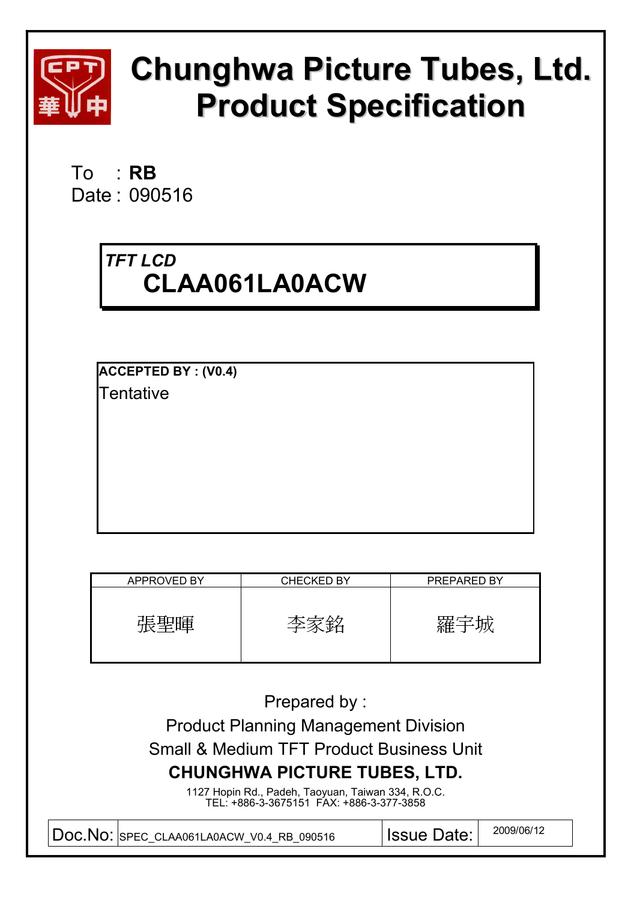# Chunghwa Picture Tubes, Ltd.
# Product Specification

To : **RB**
Date : 090516

*TFT LCD*
**CLAA061LA0ACW**

**ACCEPTED BY : (V0.4)**
Tentative

| APPROVED BY | CHECKED BY | PREPARED BY |
|---|---|---|
| 張聖暉 | 李家銘 | 羅宇城 |

Prepared by :
Product Planning Management Division
Small & Medium TFT Product Business Unit
**CHUNGHWA PICTURE TUBES, LTD.**
1127 Hopin Rd., Padeh, Taoyuan, Taiwan 334, R.O.C.
TEL: +886-3-3675151 FAX: +886-3-377-3858

| Doc.No: | SPEC_CLAA061LA0ACW_V0.4_RB_090516 | Issue Date: | 2009/06/12 |
|---|---|---|---|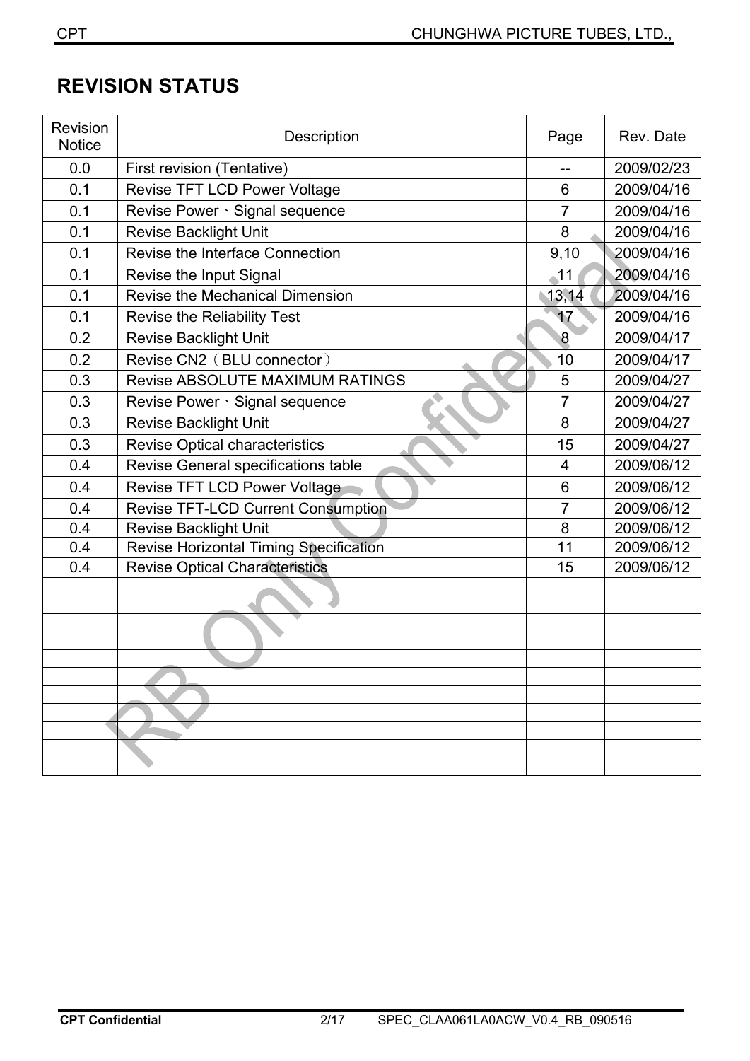# REVISION STATUS

| Revision Notice | Description | Page | Rev. Date |
|---|---|---|---|
| 0.0 | First revision (Tentative) | -- | 2009/02/23 |
| 0.1 | Revise TFT LCD Power Voltage | 6 | 2009/04/16 |
| 0.1 | Revise Power、Signal sequence | 7 | 2009/04/16 |
| 0.1 | Revise Backlight Unit | 8 | 2009/04/16 |
| 0.1 | Revise the Interface Connection | 9,10 | 2009/04/16 |
| 0.1 | Revise the Input Signal | 11 | 2009/04/16 |
| 0.1 | Revise the Mechanical Dimension | 13,14 | 2009/04/16 |
| 0.1 | Revise the Reliability Test | 17 | 2009/04/16 |
| 0.2 | Revise Backlight Unit | 8 | 2009/04/17 |
| 0.2 | Revise CN2（BLU connector） | 10 | 2009/04/17 |
| 0.3 | Revise ABSOLUTE MAXIMUM RATINGS | 5 | 2009/04/27 |
| 0.3 | Revise Power、Signal sequence | 7 | 2009/04/27 |
| 0.3 | Revise Backlight Unit | 8 | 2009/04/27 |
| 0.3 | Revise Optical characteristics | 15 | 2009/04/27 |
| 0.4 | Revise General specifications table | 4 | 2009/06/12 |
| 0.4 | Revise TFT LCD Power Voltage | 6 | 2009/06/12 |
| 0.4 | Revise TFT-LCD Current Consumption | 7 | 2009/06/12 |
| 0.4 | Revise Backlight Unit | 8 | 2009/06/12 |
| 0.4 | Revise Horizontal Timing Specification | 11 | 2009/06/12 |
| 0.4 | Revise Optical Characteristics | 15 | 2009/06/12 |
| | | | |
| | | | |
| | | | |
| | | | |
| | | | |
| | | | |
| | | | |
| | | | |
| | | | |
| | | | |
| | | | |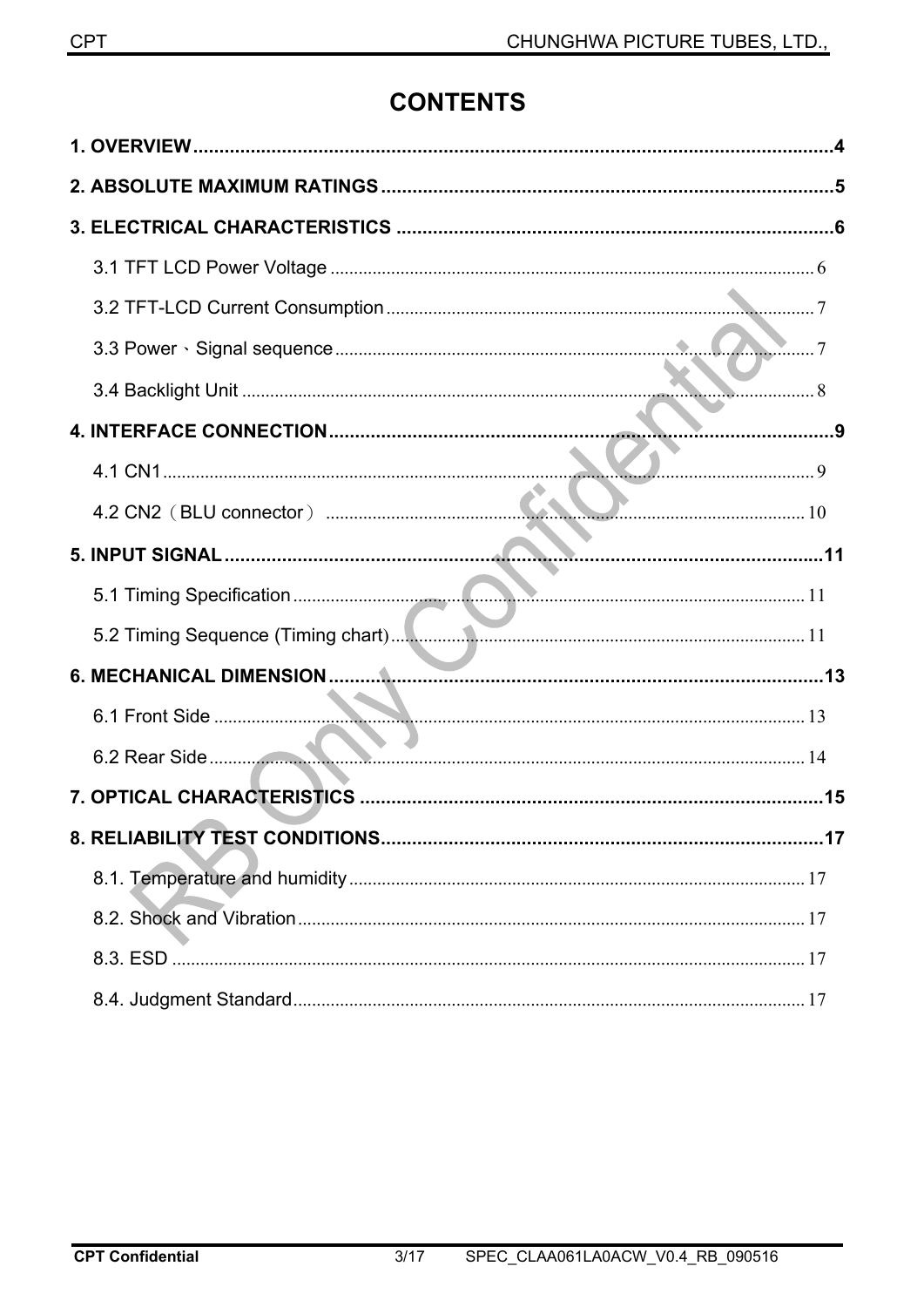# CONTENTS

**1. OVERVIEW**.....4

**2. ABSOLUTE MAXIMUM RATINGS**.....5

**3. ELECTRICAL CHARACTERISTICS**.....6

- 3.1 TFT LCD Power Voltage.....6
- 3.2 TFT-LCD Current Consumption.....7
- 3.3 Power、Signal sequence.....7
- 3.4 Backlight Unit.....8

**4. INTERFACE CONNECTION**.....9

- 4.1 CN1.....9
- 4.2 CN2（BLU connector）.....10

**5. INPUT SIGNAL**.....11

- 5.1 Timing Specification.....11
- 5.2 Timing Sequence (Timing chart).....11

**6. MECHANICAL DIMENSION**.....13

- 6.1 Front Side.....13
- 6.2 Rear Side.....14

**7. OPTICAL CHARACTERISTICS**.....15

**8. RELIABILITY TEST CONDITIONS**.....17

- 8.1. Temperature and humidity.....17
- 8.2. Shock and Vibration.....17
- 8.3. ESD.....17
- 8.4. Judgment Standard.....17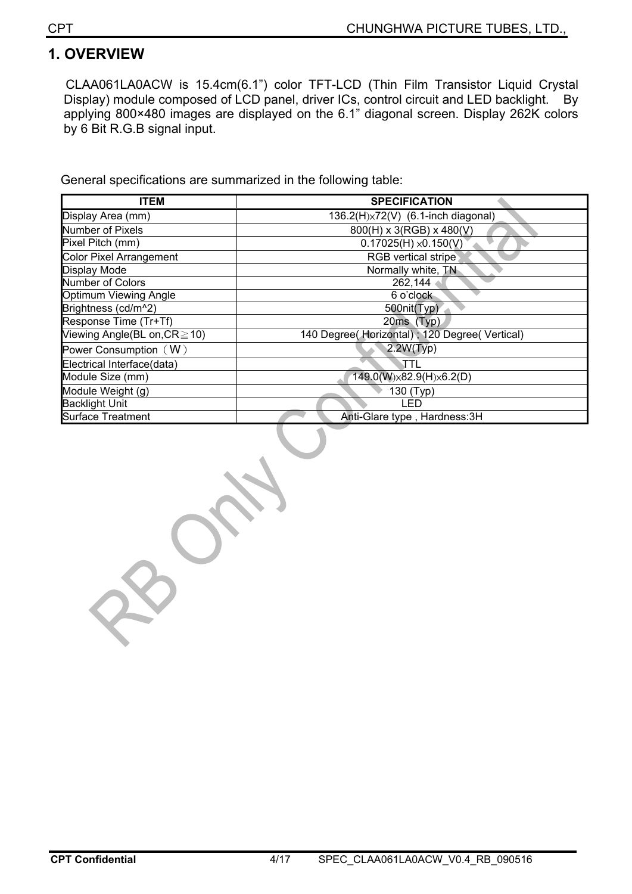# 1. OVERVIEW

CLAA061LA0ACW is 15.4cm(6.1”) color TFT-LCD (Thin Film Transistor Liquid Crystal Display) module composed of LCD panel, driver ICs, control circuit and LED backlight. By applying 800×480 images are displayed on the 6.1” diagonal screen. Display 262K colors by 6 Bit R.G.B signal input.

General specifications are summarized in the following table:

| ITEM | SPECIFICATION |
|---|---|
| Display Area (mm) | 136.2(H)×72(V) (6.1-inch diagonal) |
| Number of Pixels | 800(H) x 3(RGB) x 480(V) |
| Pixel Pitch (mm) | 0.17025(H) ×0.150(V) |
| Color Pixel Arrangement | RGB vertical stripe |
| Display Mode | Normally white, TN |
| Number of Colors | 262,144 |
| Optimum Viewing Angle | 6 o’clock |
| Brightness (cd/m^2) | 500nit(Typ) |
| Response Time (Tr+Tf) | 20ms (Typ) |
| Viewing Angle(BL on,CR≧10) | 140 Degree( Horizontal) ; 120 Degree( Vertical) |
| Power Consumption（W） | 2.2W(Typ) |
| Electrical Interface(data) | TTL |
| Module Size (mm) | 149.0(W)×82.9(H)×6.2(D) |
| Module Weight (g) | 130 (Typ) |
| Backlight Unit | LED |
| Surface Treatment | Anti-Glare type , Hardness:3H |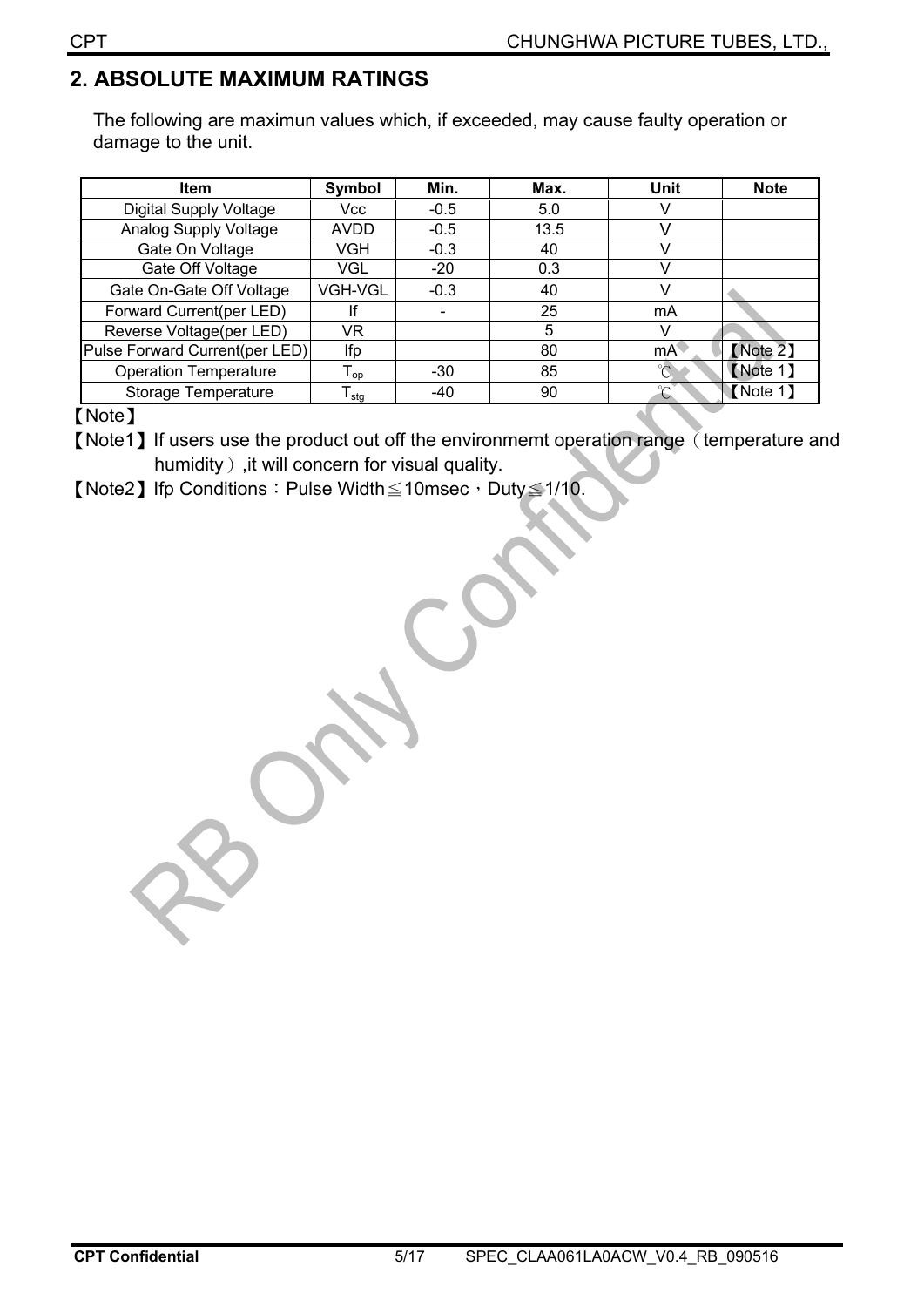## 2. ABSOLUTE MAXIMUM RATINGS

The following are maximun values which, if exceeded, may cause faulty operation or damage to the unit.

| Item | Symbol | Min. | Max. | Unit | Note |
|---|---|---|---|---|---|
| Digital Supply Voltage | Vcc | -0.5 | 5.0 | V | |
| Analog Supply Voltage | AVDD | -0.5 | 13.5 | V | |
| Gate On Voltage | VGH | -0.3 | 40 | V | |
| Gate Off Voltage | VGL | -20 | 0.3 | V | |
| Gate On-Gate Off Voltage | VGH-VGL | -0.3 | 40 | V | |
| Forward Current(per LED) | If | - | 25 | mA | |
| Reverse Voltage(per LED) | VR | | 5 | V | |
| Pulse Forward Current(per LED) | Ifp | | 80 | mA | 【Note 2】 |
| Operation Temperature | $T_{op}$ | -30 | 85 | ℃ | 【Note 1】 |
| Storage Temperature | $T_{stg}$ | -40 | 90 | ℃ | 【Note 1】 |

【Note】

【Note1】If users use the product out off the environmemt operation range（temperature and humidity）,it will concern for visual quality.

【Note2】Ifp Conditions：Pulse Width≦10msec，Duty≦1/10.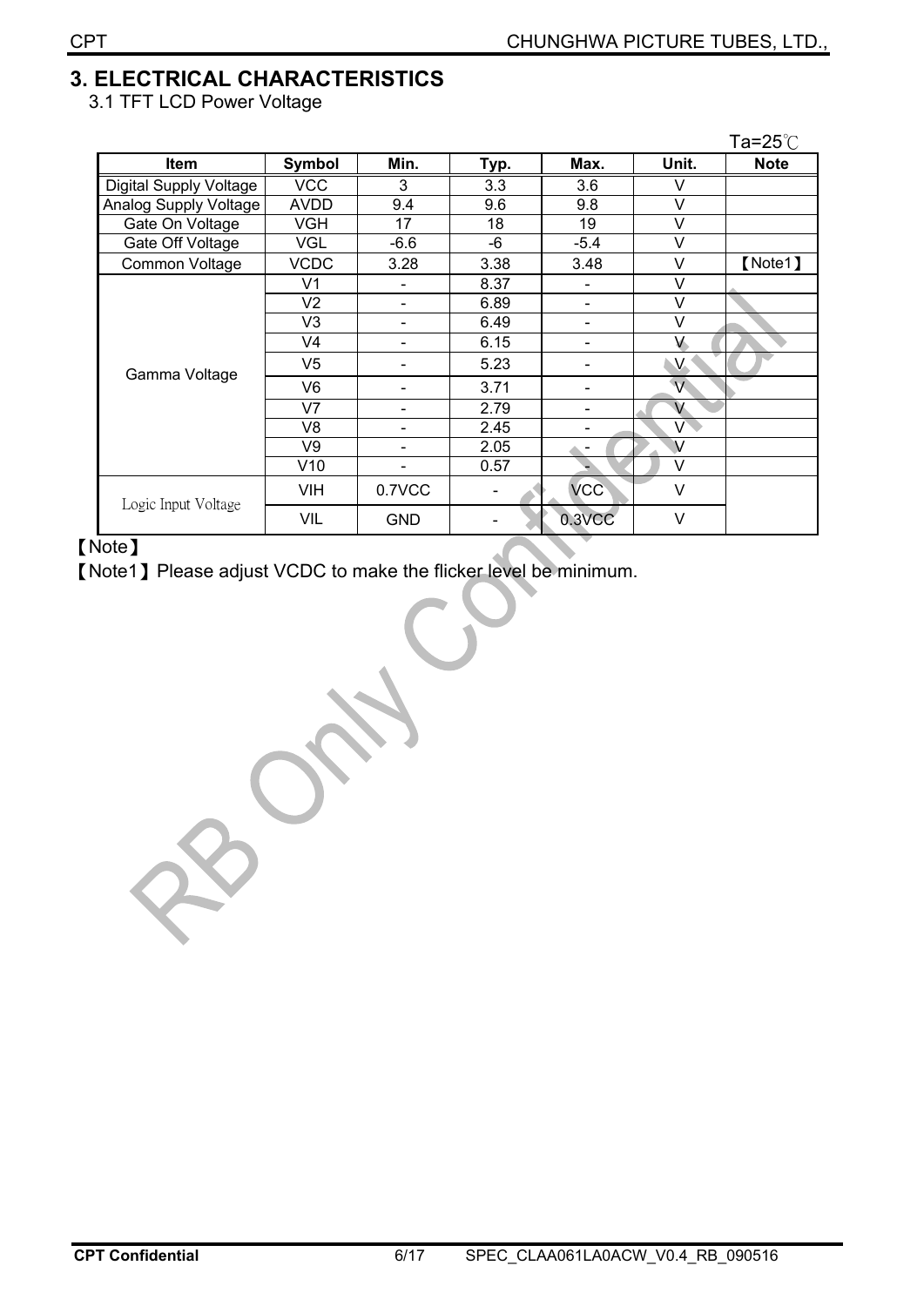# 3. ELECTRICAL CHARACTERISTICS

3.1 TFT LCD Power Voltage

Ta=25℃

| Item | Symbol | Min. | Typ. | Max. | Unit. | Note |
|---|---|---|---|---|---|---|
| Digital Supply Voltage | VCC | 3 | 3.3 | 3.6 | V | |
| Analog Supply Voltage | AVDD | 9.4 | 9.6 | 9.8 | V | |
| Gate On Voltage | VGH | 17 | 18 | 19 | V | |
| Gate Off Voltage | VGL | -6.6 | -6 | -5.4 | V | |
| Common Voltage | VCDC | 3.28 | 3.38 | 3.48 | V | 【Note1】 |
| Gamma Voltage | V1 | - | 8.37 | - | V | |
| | V2 | - | 6.89 | - | V | |
| | V3 | - | 6.49 | - | V | |
| | V4 | - | 6.15 | - | V | |
| | V5 | - | 5.23 | - | V | |
| | V6 | - | 3.71 | - | V | |
| | V7 | - | 2.79 | - | V | |
| | V8 | - | 2.45 | - | V | |
| | V9 | - | 2.05 | - | V | |
| | V10 | - | 0.57 | - | V | |
| Logic Input Voltage | VIH | 0.7VCC | - | VCC | V | |
| | VIL | GND | - | 0.3VCC | V | |

【Note】

【Note1】Please adjust VCDC to make the flicker level be minimum.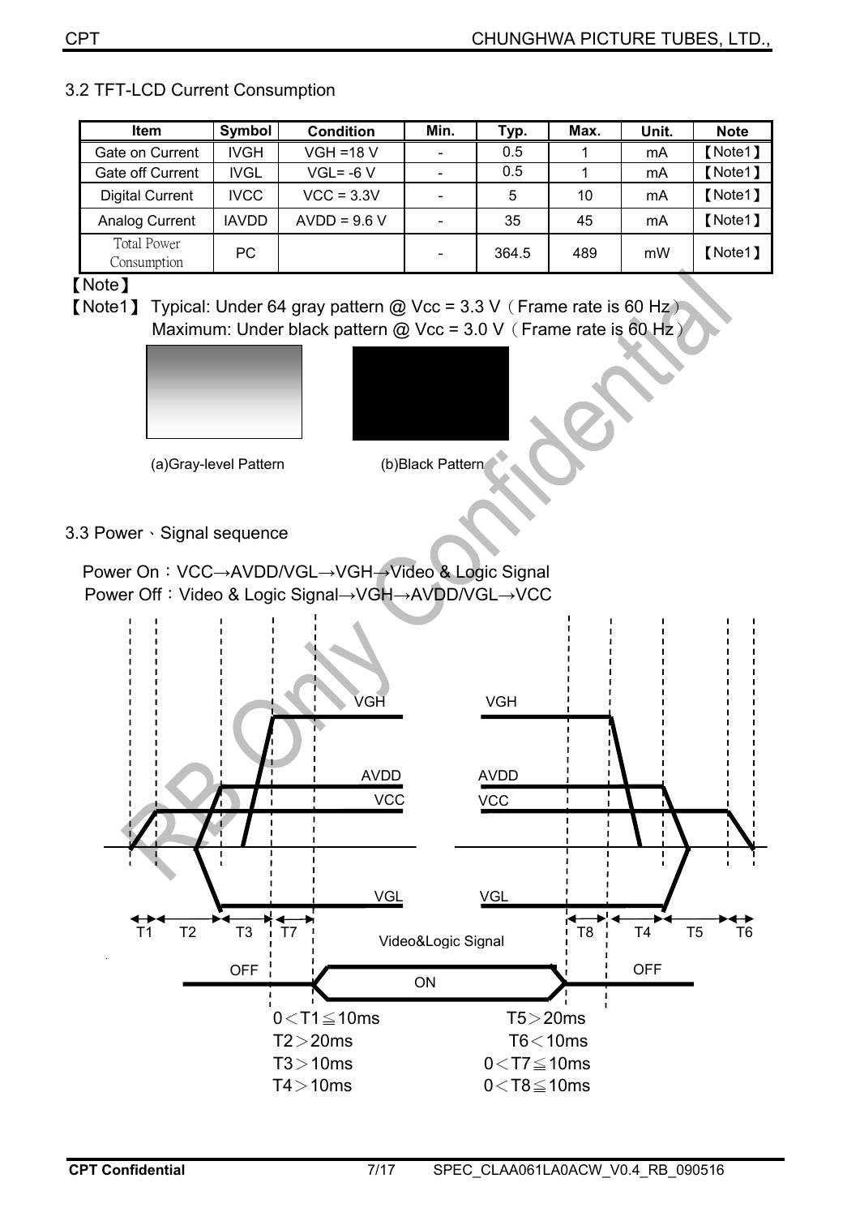## 3.2 TFT-LCD Current Consumption

| Item | Symbol | Condition | Min. | Typ. | Max. | Unit. | Note |
|---|---|---|---|---|---|---|---|
| Gate on Current | IVGH | VGH =18 V | - | 0.5 | 1 | mA | 【Note1】 |
| Gate off Current | IVGL | VGL= -6 V | - | 0.5 | 1 | mA | 【Note1】 |
| Digital Current | IVCC | VCC = 3.3V | - | 5 | 10 | mA | 【Note1】 |
| Analog Current | IAVDD | AVDD = 9.6 V | - | 35 | 45 | mA | 【Note1】 |
| Total Power Consumption | PC | | - | 364.5 | 489 | mW | 【Note1】 |

【Note】

【Note1】 Typical: Under 64 gray pattern @ Vcc = 3.3 V（Frame rate is 60 Hz）
Maximum: Under black pattern @ Vcc = 3.0 V（Frame rate is 60 Hz）

(a)Gray-level Pattern (b)Black Pattern

## 3.3 Power、Signal sequence

Power On：VCC→AVDD/VGL→VGH→Video & Logic Signal

Power Off：Video & Logic Signal→VGH→AVDD/VGL→VCC

VGH, AVDD, VCC, VGL, T1, T2, T3, T7, Video&Logic Signal, OFF, ON, T8, T4, T5, T6

0＜T1≦10ms

T2＞20ms

T3＞10ms

T4＞10ms

T5＞20ms

T6＜10ms

0＜T7≦10ms

0＜T8≦10ms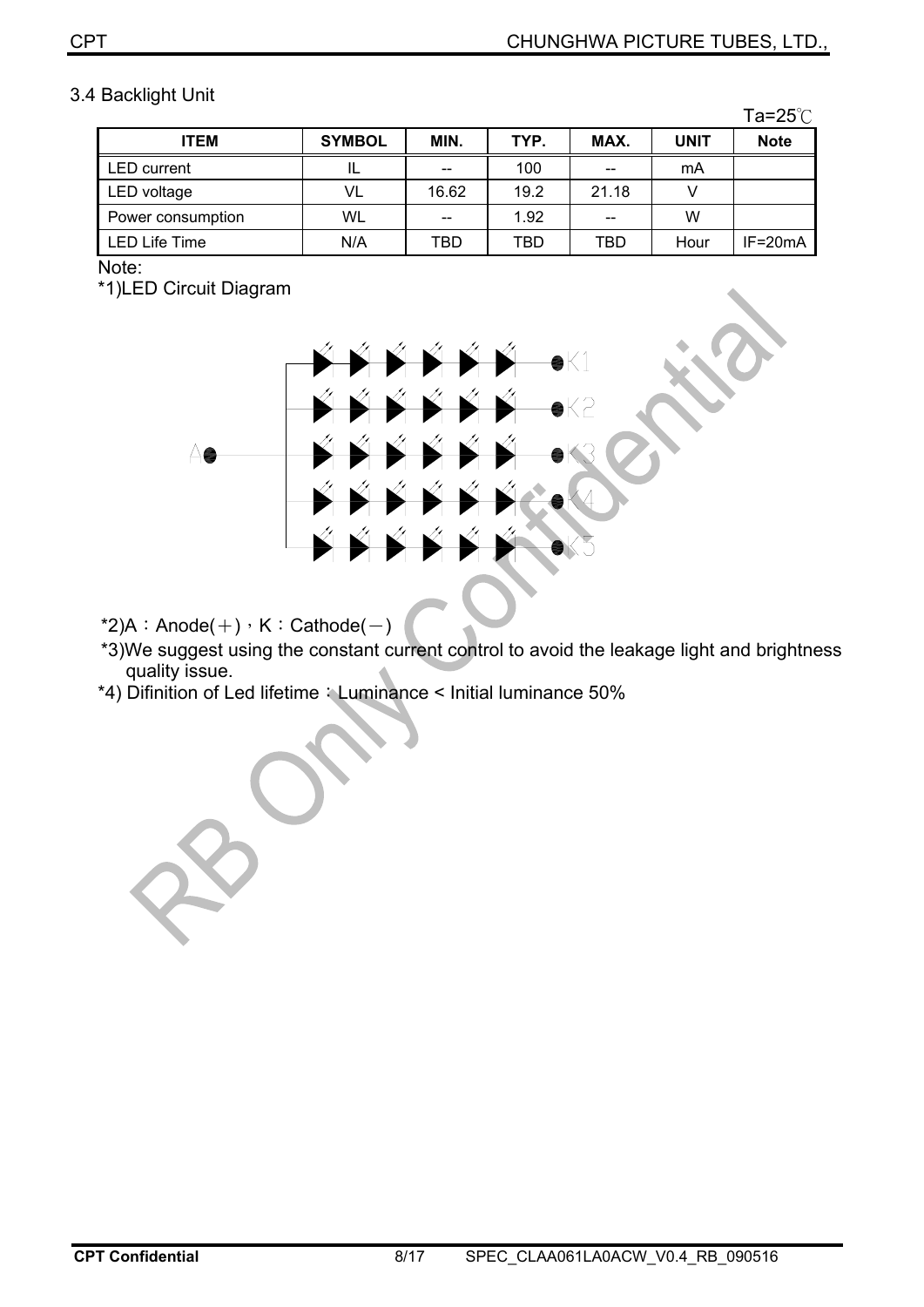## 3.4 Backlight Unit

Ta=25℃

| ITEM | SYMBOL | MIN. | TYP. | MAX. | UNIT | Note |
|---|---|---|---|---|---|---|
| LED current | IL | -- | 100 | -- | mA | |
| LED voltage | VL | 16.62 | 19.2 | 21.18 | V | |
| Power consumption | WL | -- | 1.92 | -- | W | |
| LED Life Time | N/A | TBD | TBD | TBD | Hour | IF=20mA |

Note:

*1)LED Circuit Diagram

A K1 K2 K3 K4 K5

*2)A：Anode(＋)，K：Cathode(－)

*3)We suggest using the constant current control to avoid the leakage light and brightness quality issue.

*4) Difinition of Led lifetime：Luminance < Initial luminance 50%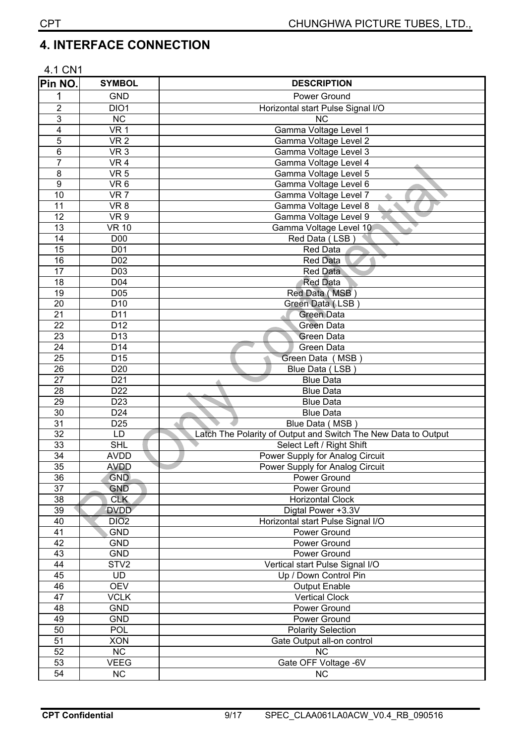## 4. INTERFACE CONNECTION

4.1 CN1

| Pin NO. | SYMBOL | DESCRIPTION |
|---|---|---|
| 1 | GND | Power Ground |
| 2 | DIO1 | Horizontal start Pulse Signal I/O |
| 3 | NC | NC |
| 4 | VR 1 | Gamma Voltage Level 1 |
| 5 | VR 2 | Gamma Voltage Level 2 |
| 6 | VR 3 | Gamma Voltage Level 3 |
| 7 | VR 4 | Gamma Voltage Level 4 |
| 8 | VR 5 | Gamma Voltage Level 5 |
| 9 | VR 6 | Gamma Voltage Level 6 |
| 10 | VR 7 | Gamma Voltage Level 7 |
| 11 | VR 8 | Gamma Voltage Level 8 |
| 12 | VR 9 | Gamma Voltage Level 9 |
| 13 | VR 10 | Gamma Voltage Level 10 |
| 14 | D00 | Red Data ( LSB ) |
| 15 | D01 | Red Data |
| 16 | D02 | Red Data |
| 17 | D03 | Red Data |
| 18 | D04 | Red Data |
| 19 | D05 | Red Data ( MSB ) |
| 20 | D10 | Green Data ( LSB ) |
| 21 | D11 | Green Data |
| 22 | D12 | Green Data |
| 23 | D13 | Green Data |
| 24 | D14 | Green Data |
| 25 | D15 | Green Data ( MSB ) |
| 26 | D20 | Blue Data ( LSB ) |
| 27 | D21 | Blue Data |
| 28 | D22 | Blue Data |
| 29 | D23 | Blue Data |
| 30 | D24 | Blue Data |
| 31 | D25 | Blue Data ( MSB ) |
| 32 | LD | Latch The Polarity of Output and Switch The New Data to Output |
| 33 | SHL | Select Left / Right Shift |
| 34 | AVDD | Power Supply for Analog Circuit |
| 35 | AVDD | Power Supply for Analog Circuit |
| 36 | GND | Power Ground |
| 37 | GND | Power Ground |
| 38 | CLK | Horizontal Clock |
| 39 | DVDD | Digtal Power +3.3V |
| 40 | DIO2 | Horizontal start Pulse Signal I/O |
| 41 | GND | Power Ground |
| 42 | GND | Power Ground |
| 43 | GND | Power Ground |
| 44 | STV2 | Vertical start Pulse Signal I/O |
| 45 | UD | Up / Down Control Pin |
| 46 | OEV | Output Enable |
| 47 | VCLK | Vertical Clock |
| 48 | GND | Power Ground |
| 49 | GND | Power Ground |
| 50 | POL | Polarity Selection |
| 51 | XON | Gate Output all-on control |
| 52 | NC | NC |
| 53 | VEEG | Gate OFF Voltage -6V |
| 54 | NC | NC |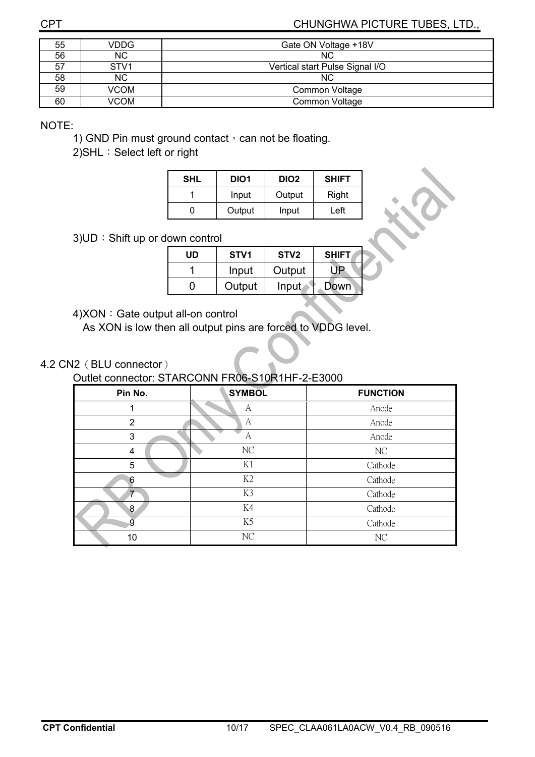| 55 | VDDG | Gate ON Voltage +18V |
|---|---|---|
| 56 | NC | NC |
| 57 | STV1 | Vertical start Pulse Signal I/O |
| 58 | NC | NC |
| 59 | VCOM | Common Voltage |
| 60 | VCOM | Common Voltage |

NOTE:

1) GND Pin must ground contact，can not be floating.

2)SHL：Select left or right

| SHL | DIO1 | DIO2 | SHIFT |
|---|---|---|---|
| 1 | Input | Output | Right |
| 0 | Output | Input | Left |

3)UD：Shift up or down control

| UD | STV1 | STV2 | SHIFT |
|---|---|---|---|
| 1 | Input | Output | UP |
| 0 | Output | Input | Down |

4)XON：Gate output all-on control

As XON is low then all output pins are forced to VDDG level.

## 4.2 CN2（BLU connector）

Outlet connector: STARCONN FR06-S10R1HF-2-E3000

| Pin No. | SYMBOL | FUNCTION |
|---|---|---|
| 1 | A | Anode |
| 2 | A | Anode |
| 3 | A | Anode |
| 4 | NC | NC |
| 5 | K1 | Cathode |
| 6 | K2 | Cathode |
| 7 | K3 | Cathode |
| 8 | K4 | Cathode |
| 9 | K5 | Cathode |
| 10 | NC | NC |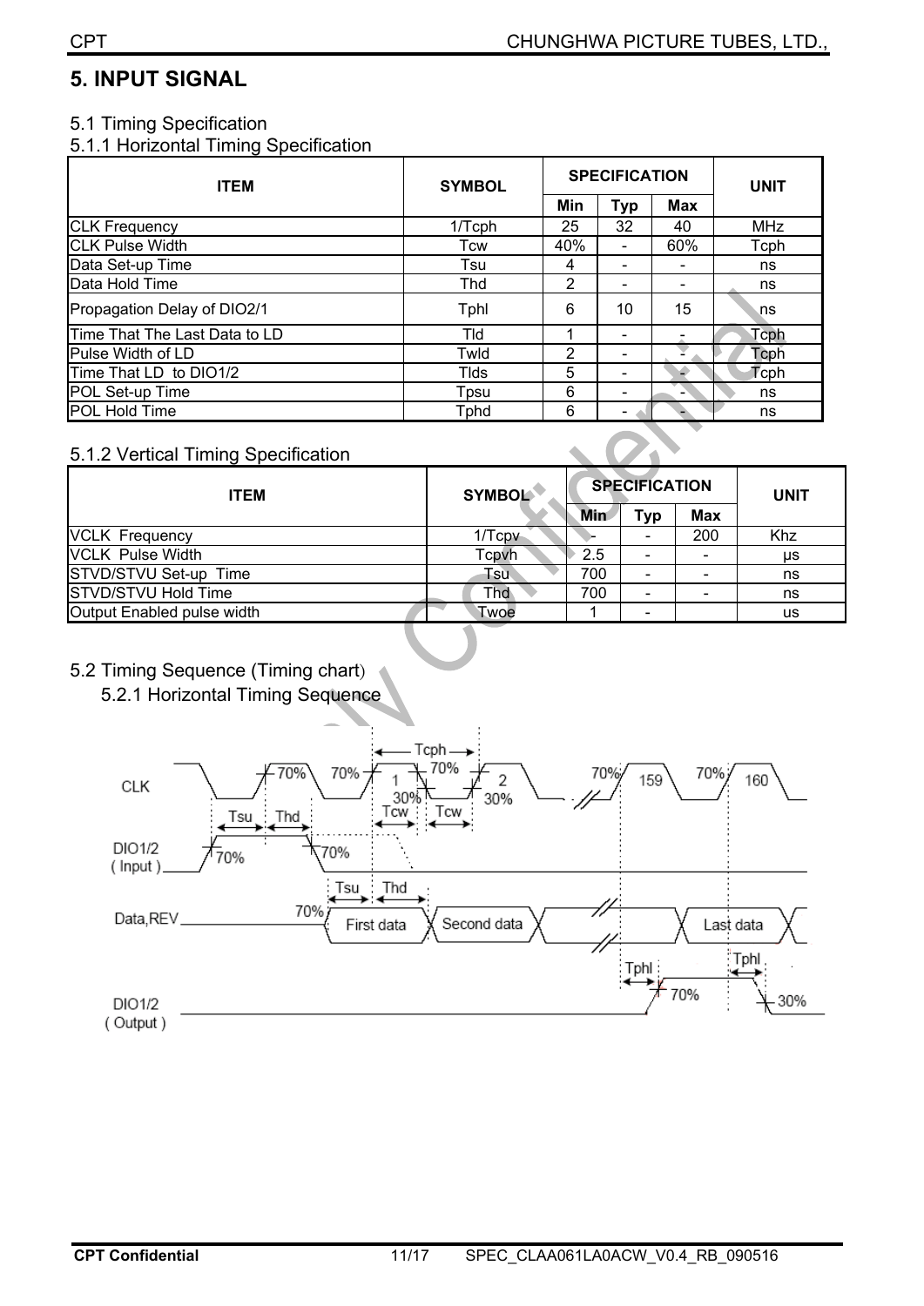# 5. INPUT SIGNAL

## 5.1 Timing Specification

### 5.1.1 Horizontal Timing Specification

| ITEM | SYMBOL | SPECIFICATION | | | UNIT |
|---|---|---|---|---|---|
| | | Min | Typ | Max | |
| CLK Frequency | 1/Tcph | 25 | 32 | 40 | MHz |
| CLK Pulse Width | Tcw | 40% | - | 60% | Tcph |
| Data Set-up Time | Tsu | 4 | - | - | ns |
| Data Hold Time | Thd | 2 | - | - | ns |
| Propagation Delay of DIO2/1 | Tphl | 6 | 10 | 15 | ns |
| Time That The Last Data to LD | Tld | 1 | - | - | Tcph |
| Pulse Width of LD | Twld | 2 | - | - | Tcph |
| Time That LD to DIO1/2 | Tlds | 5 | - | - | Tcph |
| POL Set-up Time | Tpsu | 6 | - | - | ns |
| POL Hold Time | Tphd | 6 | - | - | ns |

### 5.1.2 Vertical Timing Specification

| ITEM | SYMBOL | SPECIFICATION | | | UNIT |
|---|---|---|---|---|---|
| | | Min | Typ | Max | |
| VCLK Frequency | 1/Tcpv | - | - | 200 | Khz |
| VCLK Pulse Width | Tcpvh | 2.5 | - | - | μs |
| STVD/STVU Set-up Time | Tsu | 700 | - | - | ns |
| STVD/STVU Hold Time | Thd | 700 | - | - | ns |
| Output Enabled pulse width | Twoe | 1 | - | | us |

## 5.2 Timing Sequence (Timing chart)

### 5.2.1 Horizontal Timing Sequence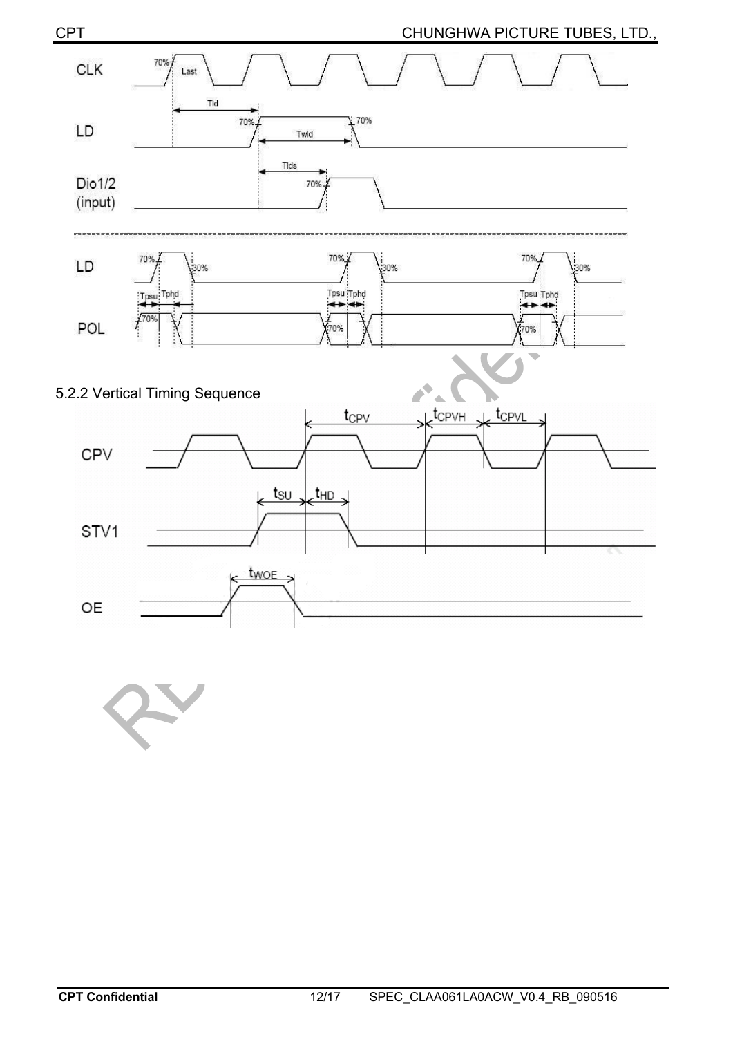5.2.2 Vertical Timing Sequence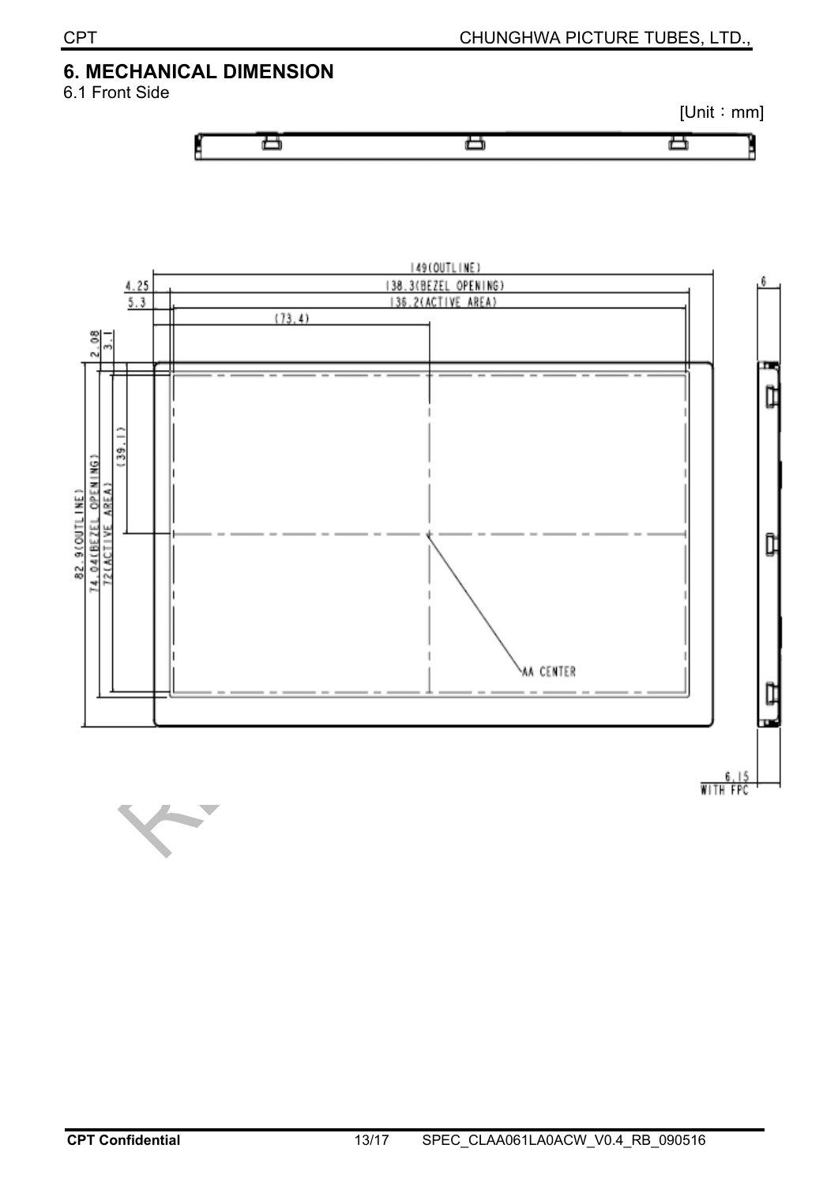## 6. MECHANICAL DIMENSION

6.1 Front Side

[Unit：mm]

149(OUTLINE)

138.3(BEZEL OPENING)

136.2(ACTIVE AREA)

(73.4)

4.25

5.3

2.08

3.1

82.9(OUTLINE)

74.04(BEZEL OPENING)

72(ACTIVE AREA)

(39.1)

AA CENTER

6

6.15
WITH FPC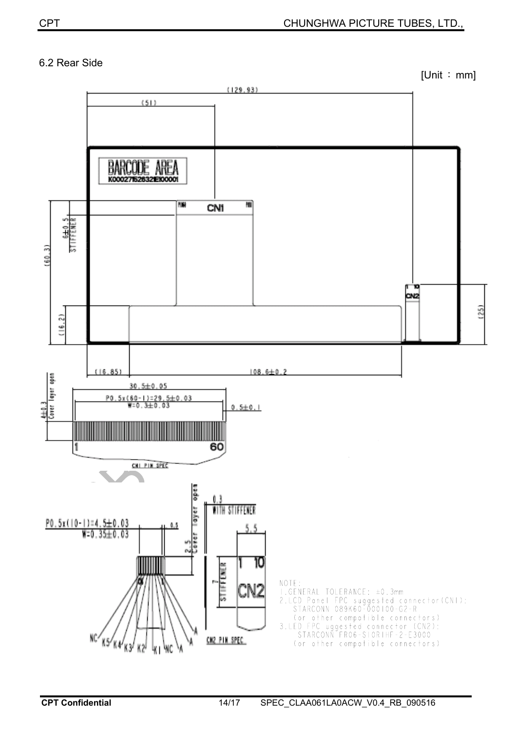## 6.2 Rear Side

[Unit ： mm]

(129.93)

(51)

BARCODE AREA
K000271526321E100001

CN1

6±0.5 STIFFENER

(60.3)

CN2

(25)

(16.2)

(16.85)

108.6±0.2

4±0.3 Cover layer open

30.5±0.05

P0.5x(60-1)=29.5±0.03
W=0.3±0.03

0.5±0.1

1 60

CN1 PIN SPEC

P0.5x(10-1)=4.5±0.03
W=0.35±0.03

0.5

2.5 Cover layer open

0.3 WITH STIFFENER

5.5

7 STIFFENER

1 10

CN2

NC K5 K4 K3 K2 K1 NC A A A

CN2 PIN SPEC

NOTE:
1.GENERAL TOLERANCE: ±0.3mm
2.LCD Panel FPC suggested connector(CN1):
STARCONN 089K60-000100-G2-R
(or other compatible connectors)
3.LED FPC uggested connector (CN2):
STARCONN FR06-S10R1HF-2-E3000
(or other compatible connectors)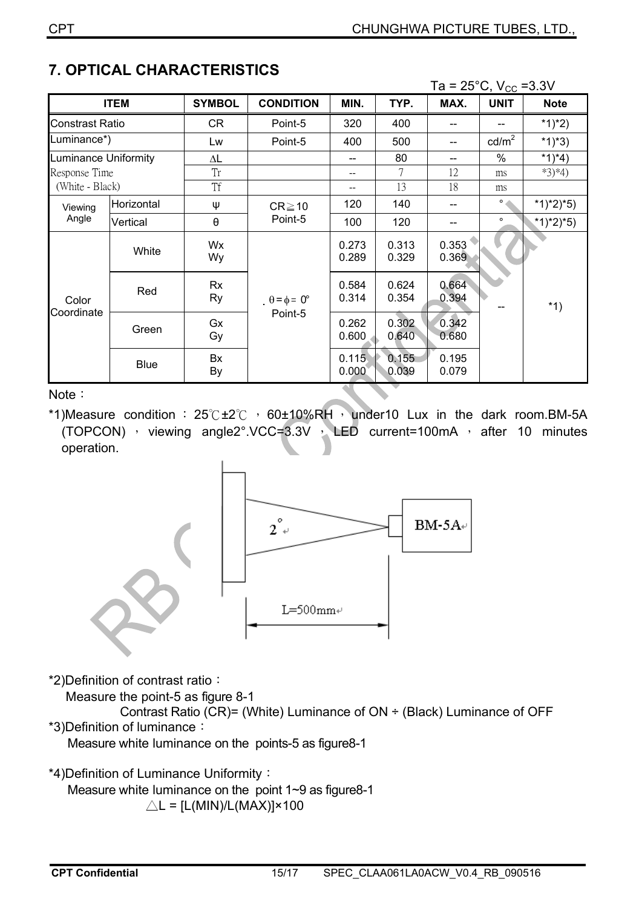## 7. OPTICAL CHARACTERISTICS

Ta = 25°C, $V_{CC}$ =3.3V

| ITEM | | SYMBOL | CONDITION | MIN. | TYP. | MAX. | UNIT | Note |
|---|---|---|---|---|---|---|---|---|
| Constrast Ratio | | CR | Point-5 | 320 | 400 | -- | -- | *1)*2) |
| Luminance*) | | Lw | Point-5 | 400 | 500 | -- | cd/m$^2$ | *1)*3) |
| Luminance Uniformity | | ΔL | | -- | 80 | -- | % | *1)*4) |
| Response Time (White - Black) | | Tr | | -- | 7 | 12 | ms | *3)*4) |
| | | Tf | | -- | 13 | 18 | ms | |
| Viewing Angle | Horizontal | ψ | CR≧10 Point-5 | 120 | 140 | -- | ° | *1)*2)*5) |
| | Vertical | θ | | 100 | 120 | -- | ° | *1)*2)*5) |
| Color Coordinate | White | Wx<br>Wy | θ = ϕ = 0° Point-5 | 0.273<br>0.289 | 0.313<br>0.329 | 0.353<br>0.369 | -- | *1) |
| | Red | Rx<br>Ry | | 0.584<br>0.314 | 0.624<br>0.354 | 0.664<br>0.394 | | |
| | Green | Gx<br>Gy | | 0.262<br>0.600 | 0.302<br>0.640 | 0.342<br>0.680 | | |
| | Blue | Bx<br>By | | 0.115<br>0.000 | 0.155<br>0.039 | 0.195<br>0.079 | | |

Note：

*1)Measure condition ：25℃±2℃ ，60±10%RH，under10 Lux in the dark room.BM-5A (TOPCON) ，viewing angle2°.VCC=3.3V ，LED current=100mA ，after 10 minutes operation.

2°

BM-5A

L=500mm

*2)Definition of contrast ratio：

Measure the point-5 as figure 8-1

Contrast Ratio (CR)= (White) Luminance of ON ÷ (Black) Luminance of OFF

*3)Definition of luminance：

Measure white luminance on the points-5 as figure8-1

*4)Definition of Luminance Uniformity：

Measure white luminance on the point 1~9 as figure8-1

$\triangle L = [L(MIN)/L(MAX)] \times 100$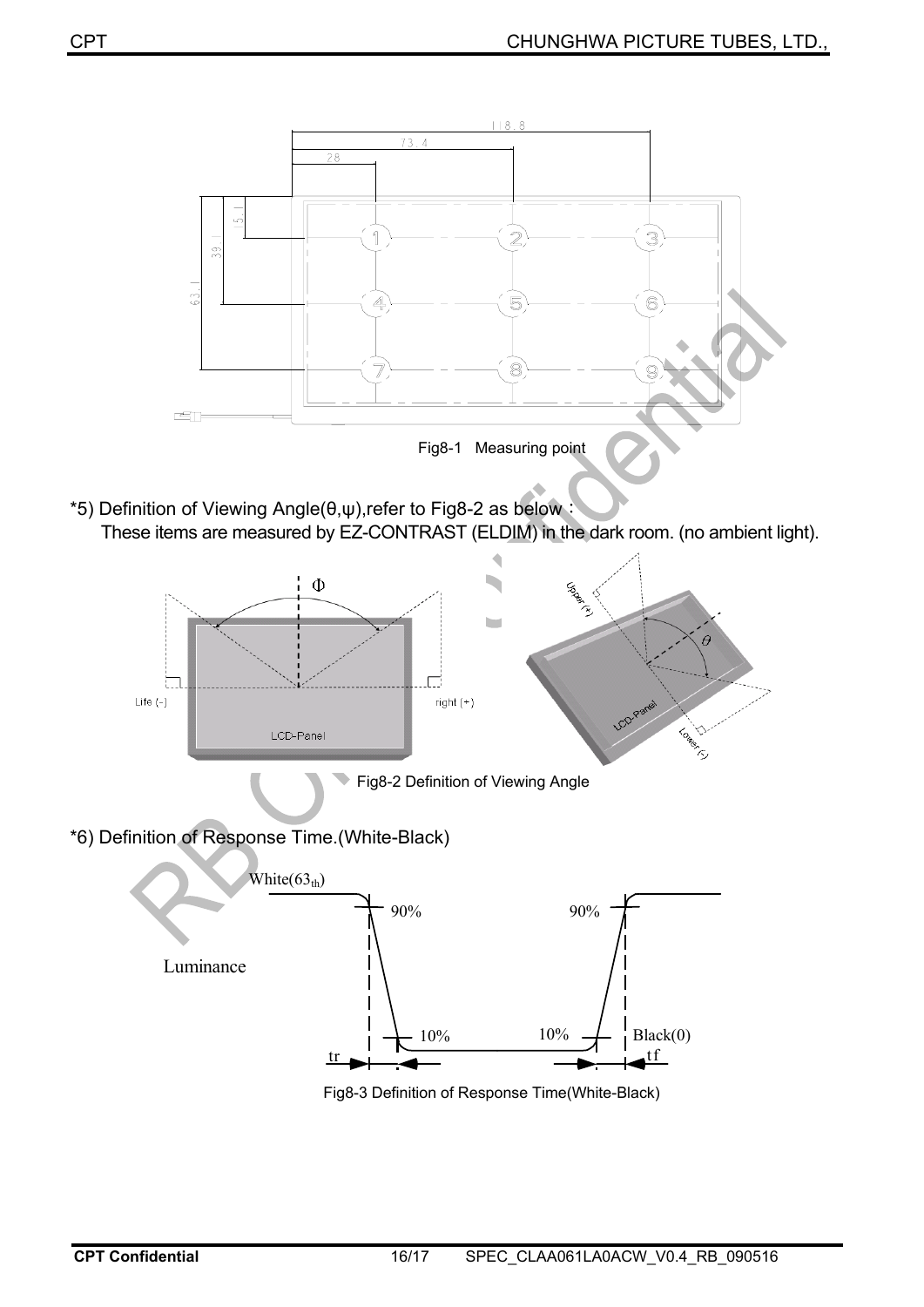Fig8-1 Measuring point

*5) Definition of Viewing Angle(θ,ψ),refer to Fig8-2 as below :
These items are measured by EZ-CONTRAST (ELDIM) in the dark room. (no ambient light).

Fig8-2 Definition of Viewing Angle

*6) Definition of Response Time.(White-Black)

Fig8-3 Definition of Response Time(White-Black)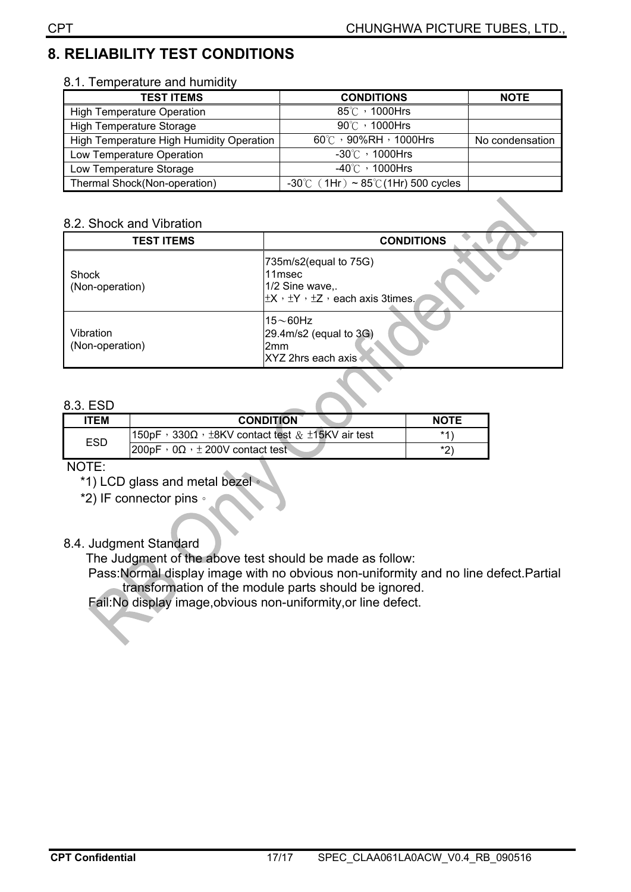# 8. RELIABILITY TEST CONDITIONS

## 8.1. Temperature and humidity

| TEST ITEMS | CONDITIONS | NOTE |
|---|---|---|
| High Temperature Operation | 85℃，1000Hrs | |
| High Temperature Storage | 90℃，1000Hrs | |
| High Temperature High Humidity Operation | 60℃，90%RH，1000Hrs | No condensation |
| Low Temperature Operation | -30℃，1000Hrs | |
| Low Temperature Storage | -40℃，1000Hrs | |
| Thermal Shock(Non-operation) | -30℃（1Hr）~ 85℃(1Hr) 500 cycles | |

## 8.2. Shock and Vibration

| TEST ITEMS | CONDITIONS |
|---|---|
| Shock (Non-operation) | 735m/s2(equal to 75G)<br>11msec<br>1/2 Sine wave,.<br>±X，±Y，±Z，each axis 3times. |
| Vibration (Non-operation) | 15～60Hz<br>29.4m/s2 (equal to 3G)<br>2mm<br>XYZ 2hrs each axis |

## 8.3. ESD

| ITEM | CONDITION | NOTE |
|---|---|---|
| ESD | 150pF，330Ω，±8KV contact test ＆ ±15KV air test | *1) |
| | 200pF，0Ω，± 200V contact test | *2) |

NOTE:

*1) LCD glass and metal bezel。

*2) IF connector pins。

## 8.4. Judgment Standard

The Judgment of the above test should be made as follow:

Pass:Normal display image with no obvious non-uniformity and no line defect.Partial transformation of the module parts should be ignored.

Fail:No display image,obvious non-uniformity,or line defect.